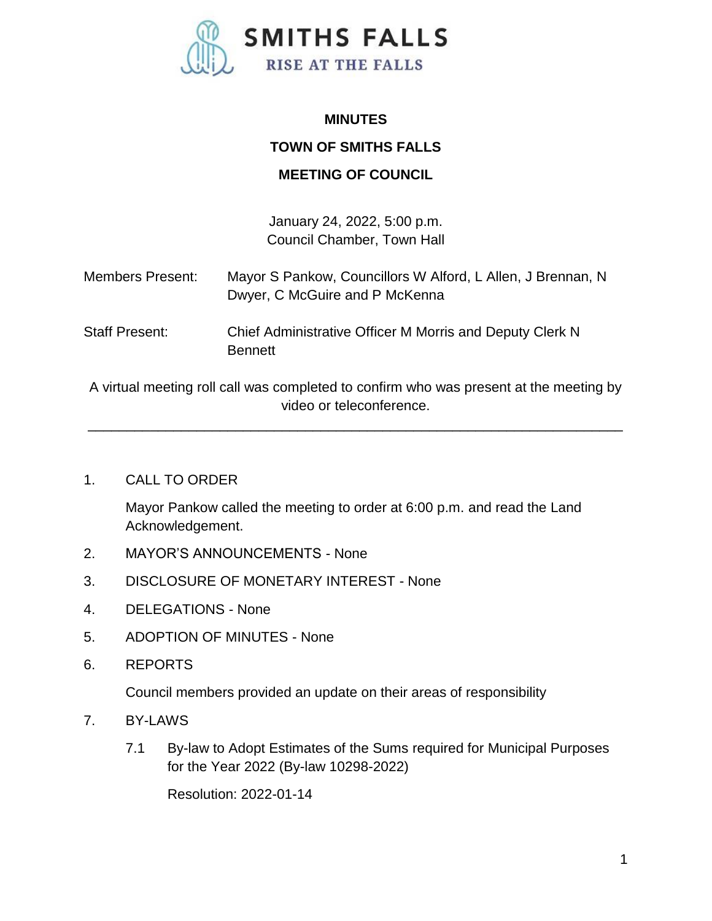SMITHS FALLS

RISE AT THE FALLS

# MINUTES

## TOWN OF SMITHS FALLS

## MEETING OF COUNCIL

January 24, 2022, 5:00 p.m.
Council Chamber, Town Hall

| | |
|---|---|
| Members Present: | Mayor S Pankow, Councillors W Alford, L Allen, J Brennan, N Dwyer, C McGuire and P McKenna |
| Staff Present: | Chief Administrative Officer M Morris and Deputy Clerk N Bennett |

A virtual meeting roll call was completed to confirm who was present at the meeting by video or teleconference.

---

1. CALL TO ORDER

   Mayor Pankow called the meeting to order at 6:00 p.m. and read the Land Acknowledgement.

2. MAYOR'S ANNOUNCEMENTS - None

3. DISCLOSURE OF MONETARY INTEREST - None

4. DELEGATIONS - None

5. ADOPTION OF MINUTES - None

6. REPORTS

   Council members provided an update on their areas of responsibility

7. BY-LAWS

   7.1 By-law to Adopt Estimates of the Sums required for Municipal Purposes for the Year 2022 (By-law 10298-2022)

   Resolution: 2022-01-14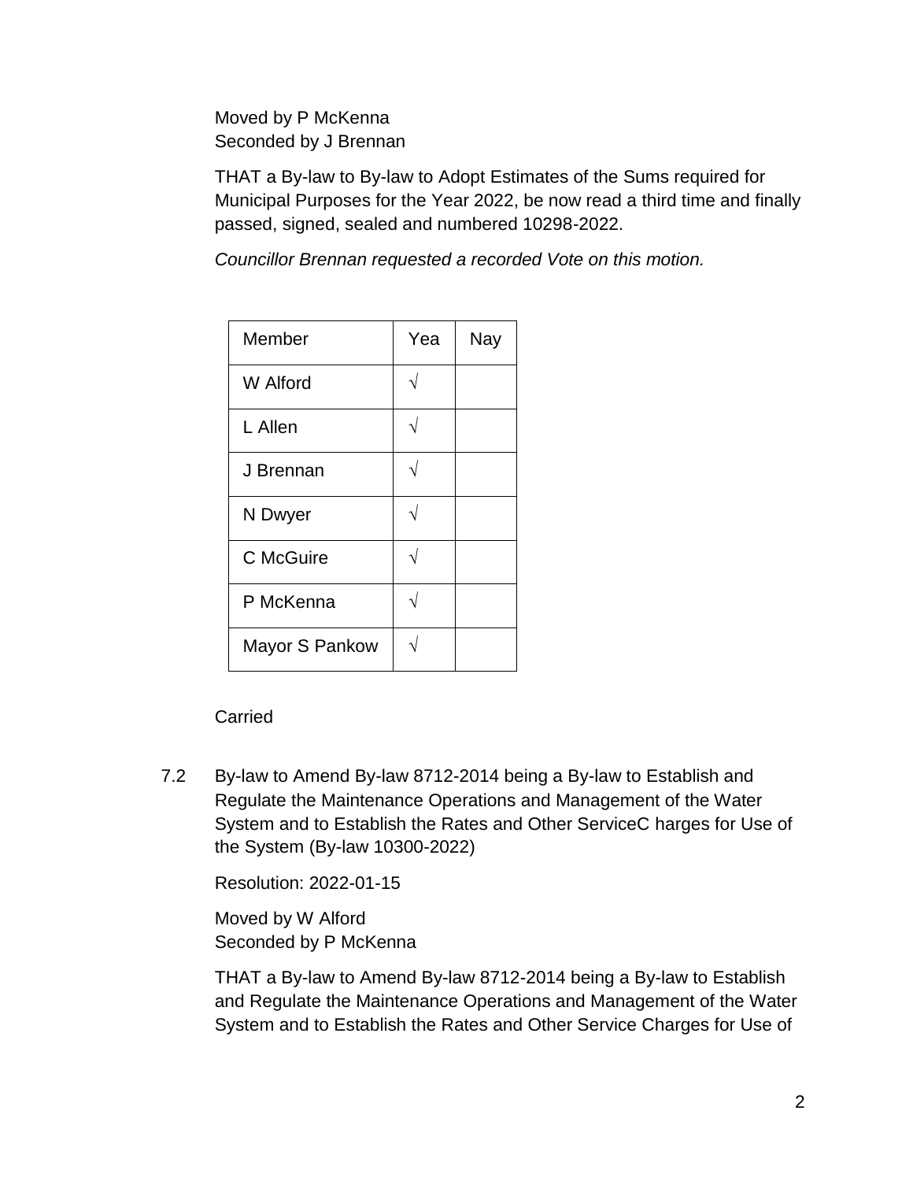Moved by P McKenna
Seconded by J Brennan

THAT a By-law to By-law to Adopt Estimates of the Sums required for Municipal Purposes for the Year 2022, be now read a third time and finally passed, signed, sealed and numbered 10298-2022.

*Councillor Brennan requested a recorded Vote on this motion.*

| Member | Yea | Nay |
|---|---|---|
| W Alford | √ | |
| L Allen | √ | |
| J Brennan | √ | |
| N Dwyer | √ | |
| C McGuire | √ | |
| P McKenna | √ | |
| Mayor S Pankow | √ | |

Carried

7.2 By-law to Amend By-law 8712-2014 being a By-law to Establish and Regulate the Maintenance Operations and Management of the Water System and to Establish the Rates and Other ServiceC harges for Use of the System (By-law 10300-2022)

Resolution: 2022-01-15

Moved by W Alford
Seconded by P McKenna

THAT a By-law to Amend By-law 8712-2014 being a By-law to Establish and Regulate the Maintenance Operations and Management of the Water System and to Establish the Rates and Other Service Charges for Use of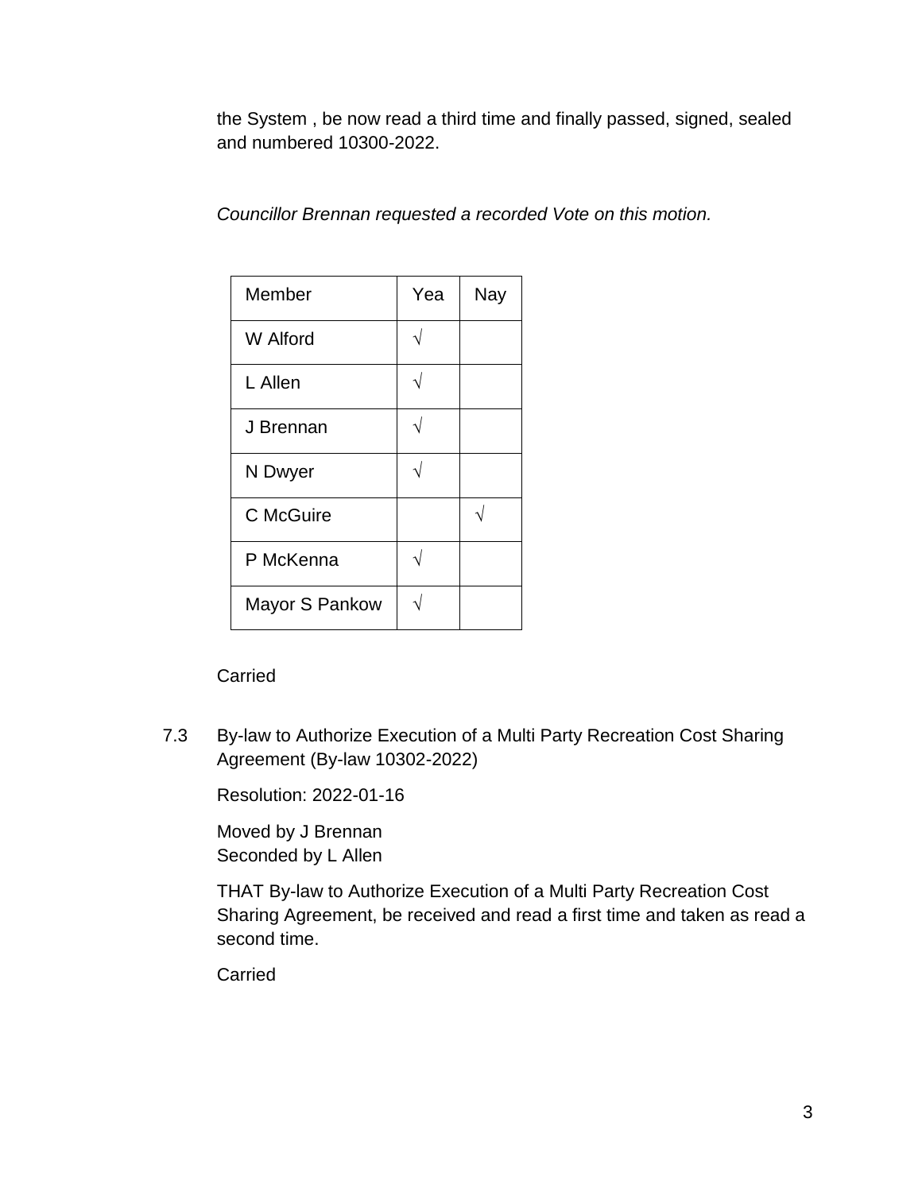the System , be now read a third time and finally passed, signed, sealed and numbered 10300-2022.

*Councillor Brennan requested a recorded Vote on this motion.*

| Member | Yea | Nay |
|---|---|---|
| W Alford | √ | |
| L Allen | √ | |
| J Brennan | √ | |
| N Dwyer | √ | |
| C McGuire | | √ |
| P McKenna | √ | |
| Mayor S Pankow | √ | |

Carried

7.3 By-law to Authorize Execution of a Multi Party Recreation Cost Sharing Agreement (By-law 10302-2022)

Resolution: 2022-01-16

Moved by J Brennan
Seconded by L Allen

THAT By-law to Authorize Execution of a Multi Party Recreation Cost Sharing Agreement, be received and read a first time and taken as read a second time.

Carried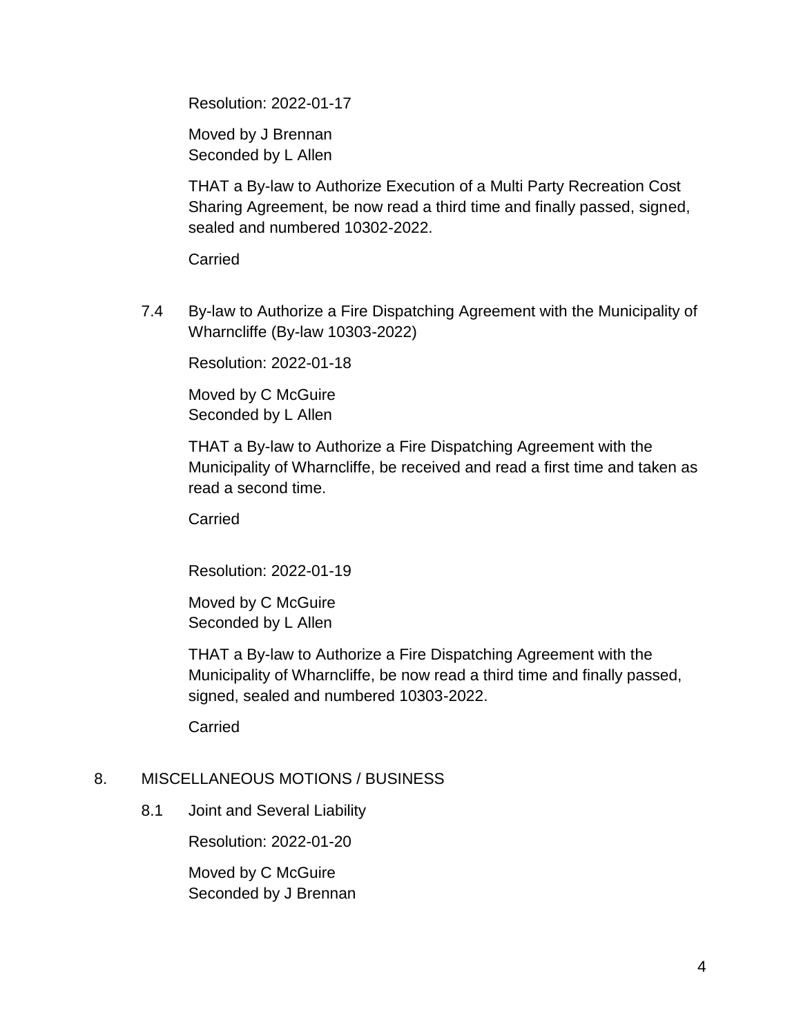Resolution: 2022-01-17

Moved by J Brennan
Seconded by L Allen

THAT a By-law to Authorize Execution of a Multi Party Recreation Cost Sharing Agreement, be now read a third time and finally passed, signed, sealed and numbered 10302-2022.

Carried

7.4 By-law to Authorize a Fire Dispatching Agreement with the Municipality of Wharncliffe (By-law 10303-2022)

Resolution: 2022-01-18

Moved by C McGuire
Seconded by L Allen

THAT a By-law to Authorize a Fire Dispatching Agreement with the Municipality of Wharncliffe, be received and read a first time and taken as read a second time.

Carried

Resolution: 2022-01-19

Moved by C McGuire
Seconded by L Allen

THAT a By-law to Authorize a Fire Dispatching Agreement with the Municipality of Wharncliffe, be now read a third time and finally passed, signed, sealed and numbered 10303-2022.

Carried

## 8. MISCELLANEOUS MOTIONS / BUSINESS

8.1 Joint and Several Liability

Resolution: 2022-01-20

Moved by C McGuire
Seconded by J Brennan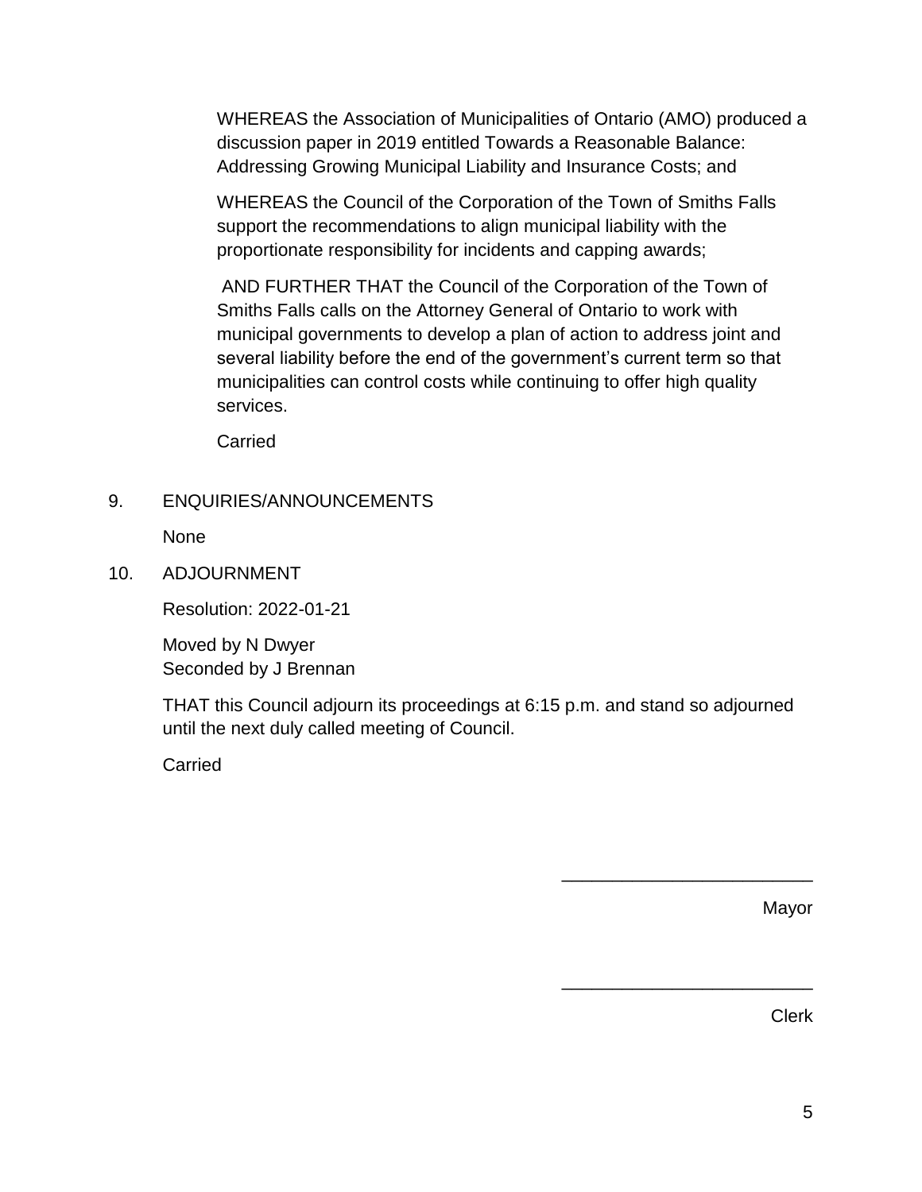WHEREAS the Association of Municipalities of Ontario (AMO) produced a discussion paper in 2019 entitled Towards a Reasonable Balance: Addressing Growing Municipal Liability and Insurance Costs; and

WHEREAS the Council of the Corporation of the Town of Smiths Falls support the recommendations to align municipal liability with the proportionate responsibility for incidents and capping awards;

AND FURTHER THAT the Council of the Corporation of the Town of Smiths Falls calls on the Attorney General of Ontario to work with municipal governments to develop a plan of action to address joint and several liability before the end of the government's current term so that municipalities can control costs while continuing to offer high quality services.

Carried

9. ENQUIRIES/ANNOUNCEMENTS

None

10. ADJOURNMENT

Resolution: 2022-01-21

Moved by N Dwyer
Seconded by J Brennan

THAT this Council adjourn its proceedings at 6:15 p.m. and stand so adjourned until the next duly called meeting of Council.

Carried

\_\_\_\_\_\_\_\_\_\_\_\_\_\_\_\_\_\_\_\_\_\_\_\_\_

Mayor

\_\_\_\_\_\_\_\_\_\_\_\_\_\_\_\_\_\_\_\_\_\_\_\_\_

Clerk